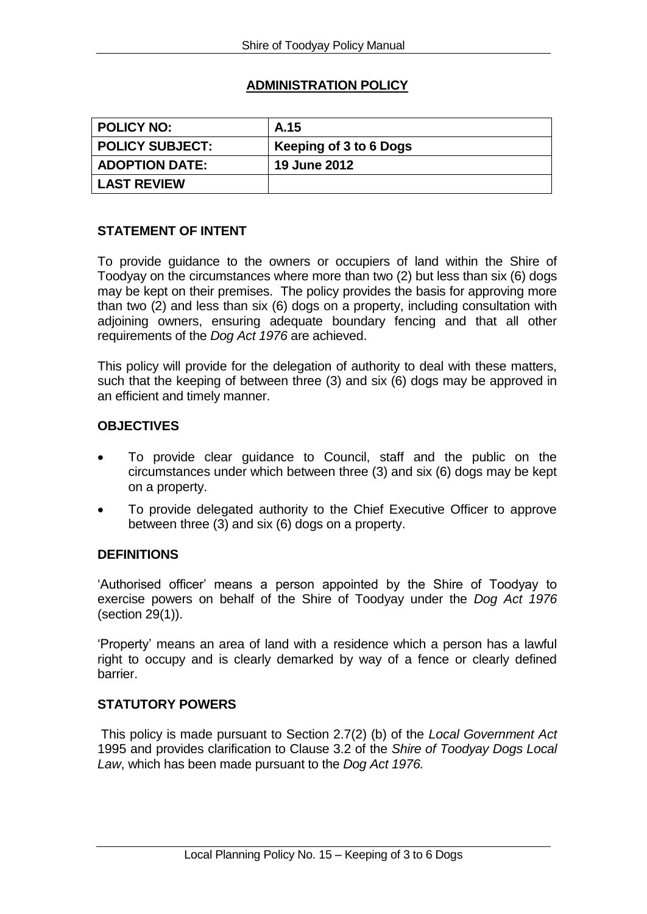## ADMINISTRATION POLICY

| POLICY NO: | A.15 |
| --- | --- |
| POLICY SUBJECT: | Keeping of 3 to 6 Dogs |
| ADOPTION DATE: | 19 June 2012 |
| LAST REVIEW | |

### STATEMENT OF INTENT

To provide guidance to the owners or occupiers of land within the Shire of Toodyay on the circumstances where more than two (2) but less than six (6) dogs may be kept on their premises. The policy provides the basis for approving more than two (2) and less than six (6) dogs on a property, including consultation with adjoining owners, ensuring adequate boundary fencing and that all other requirements of the *Dog Act 1976* are achieved.

This policy will provide for the delegation of authority to deal with these matters, such that the keeping of between three (3) and six (6) dogs may be approved in an efficient and timely manner.

### OBJECTIVES

- To provide clear guidance to Council, staff and the public on the circumstances under which between three (3) and six (6) dogs may be kept on a property.
- To provide delegated authority to the Chief Executive Officer to approve between three (3) and six (6) dogs on a property.

### DEFINITIONS

'Authorised officer' means a person appointed by the Shire of Toodyay to exercise powers on behalf of the Shire of Toodyay under the *Dog Act 1976* (section 29(1)).

'Property' means an area of land with a residence which a person has a lawful right to occupy and is clearly demarked by way of a fence or clearly defined barrier.

### STATUTORY POWERS

This policy is made pursuant to Section 2.7(2) (b) of the *Local Government Act* 1995 and provides clarification to Clause 3.2 of the *Shire of Toodyay Dogs Local Law*, which has been made pursuant to the *Dog Act 1976.*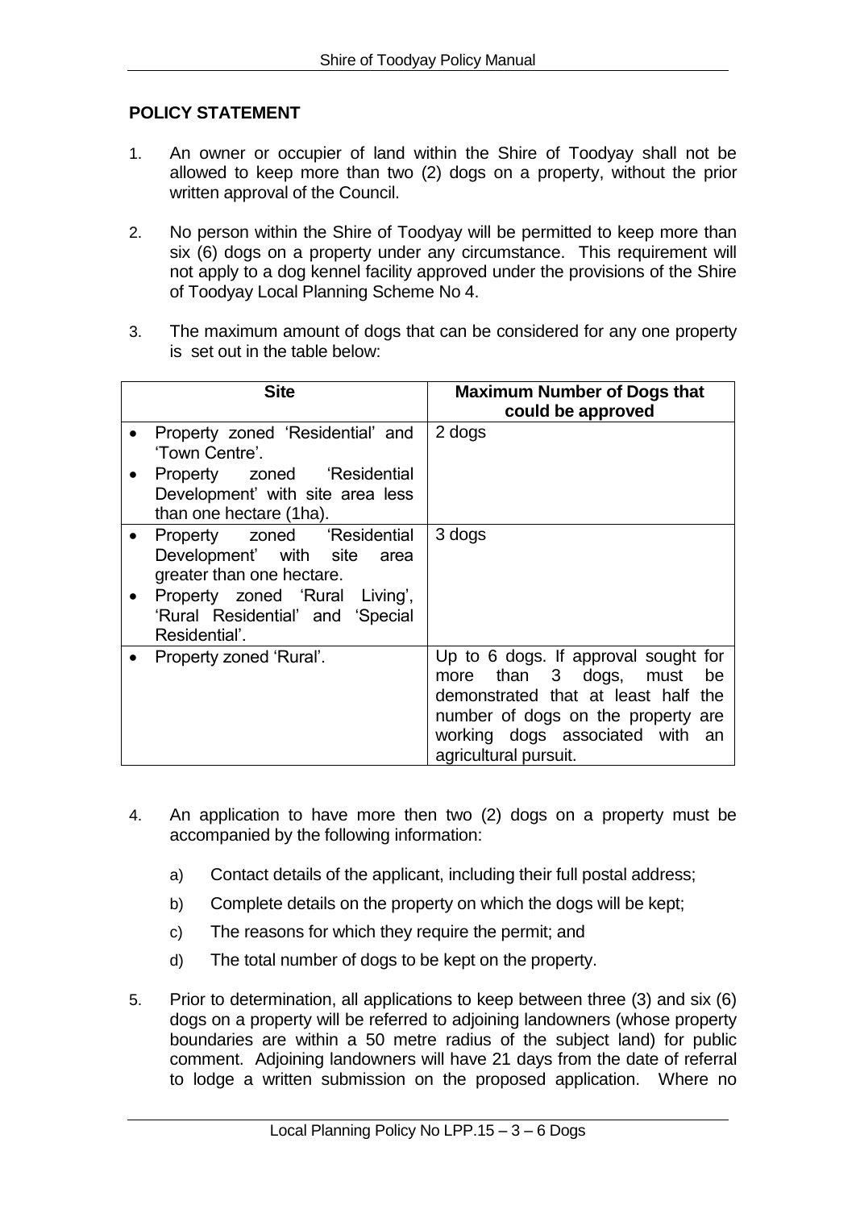## POLICY STATEMENT

1. An owner or occupier of land within the Shire of Toodyay shall not be allowed to keep more than two (2) dogs on a property, without the prior written approval of the Council.

2. No person within the Shire of Toodyay will be permitted to keep more than six (6) dogs on a property under any circumstance. This requirement will not apply to a dog kennel facility approved under the provisions of the Shire of Toodyay Local Planning Scheme No 4.

3. The maximum amount of dogs that can be considered for any one property is set out in the table below:

| Site | Maximum Number of Dogs that could be approved |
|---|---|
| • Property zoned 'Residential' and 'Town Centre'.<br>• Property zoned 'Residential Development' with site area less than one hectare (1ha). | 2 dogs |
| • Property zoned 'Residential Development' with site area greater than one hectare.<br>• Property zoned 'Rural Living', 'Rural Residential' and 'Special Residential'. | 3 dogs |
| • Property zoned 'Rural'. | Up to 6 dogs. If approval sought for more than 3 dogs, must be demonstrated that at least half the number of dogs on the property are working dogs associated with an agricultural pursuit. |

4. An application to have more then two (2) dogs on a property must be accompanied by the following information:

   a) Contact details of the applicant, including their full postal address;

   b) Complete details on the property on which the dogs will be kept;

   c) The reasons for which they require the permit; and

   d) The total number of dogs to be kept on the property.

5. Prior to determination, all applications to keep between three (3) and six (6) dogs on a property will be referred to adjoining landowners (whose property boundaries are within a 50 metre radius of the subject land) for public comment. Adjoining landowners will have 21 days from the date of referral to lodge a written submission on the proposed application. Where no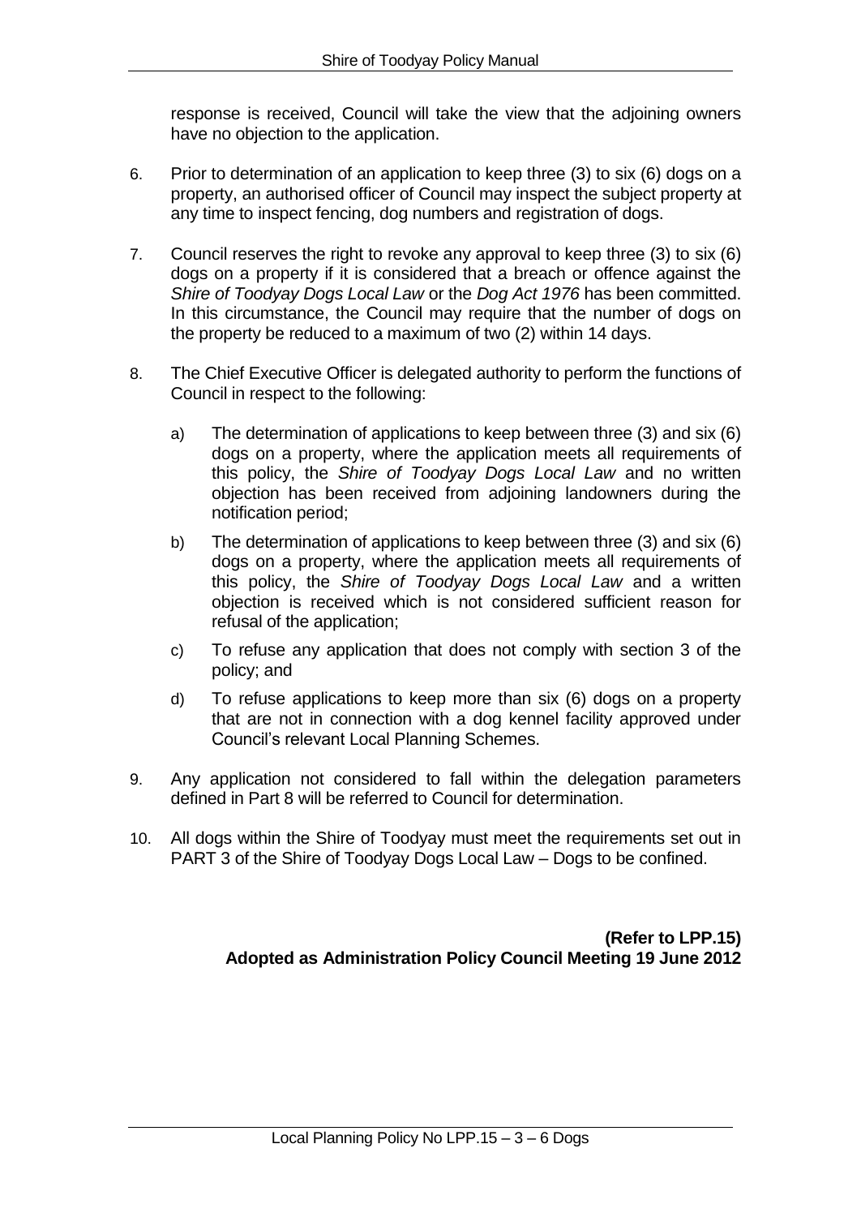response is received, Council will take the view that the adjoining owners have no objection to the application.

6. Prior to determination of an application to keep three (3) to six (6) dogs on a property, an authorised officer of Council may inspect the subject property at any time to inspect fencing, dog numbers and registration of dogs.

7. Council reserves the right to revoke any approval to keep three (3) to six (6) dogs on a property if it is considered that a breach or offence against the *Shire of Toodyay Dogs Local Law* or the *Dog Act 1976* has been committed. In this circumstance, the Council may require that the number of dogs on the property be reduced to a maximum of two (2) within 14 days.

8. The Chief Executive Officer is delegated authority to perform the functions of Council in respect to the following:

   a) The determination of applications to keep between three (3) and six (6) dogs on a property, where the application meets all requirements of this policy, the *Shire of Toodyay Dogs Local Law* and no written objection has been received from adjoining landowners during the notification period;

   b) The determination of applications to keep between three (3) and six (6) dogs on a property, where the application meets all requirements of this policy, the *Shire of Toodyay Dogs Local Law* and a written objection is received which is not considered sufficient reason for refusal of the application;

   c) To refuse any application that does not comply with section 3 of the policy; and

   d) To refuse applications to keep more than six (6) dogs on a property that are not in connection with a dog kennel facility approved under Council's relevant Local Planning Schemes.

9. Any application not considered to fall within the delegation parameters defined in Part 8 will be referred to Council for determination.

10. All dogs within the Shire of Toodyay must meet the requirements set out in PART 3 of the Shire of Toodyay Dogs Local Law – Dogs to be confined.

**(Refer to LPP.15)**
**Adopted as Administration Policy Council Meeting 19 June 2012**